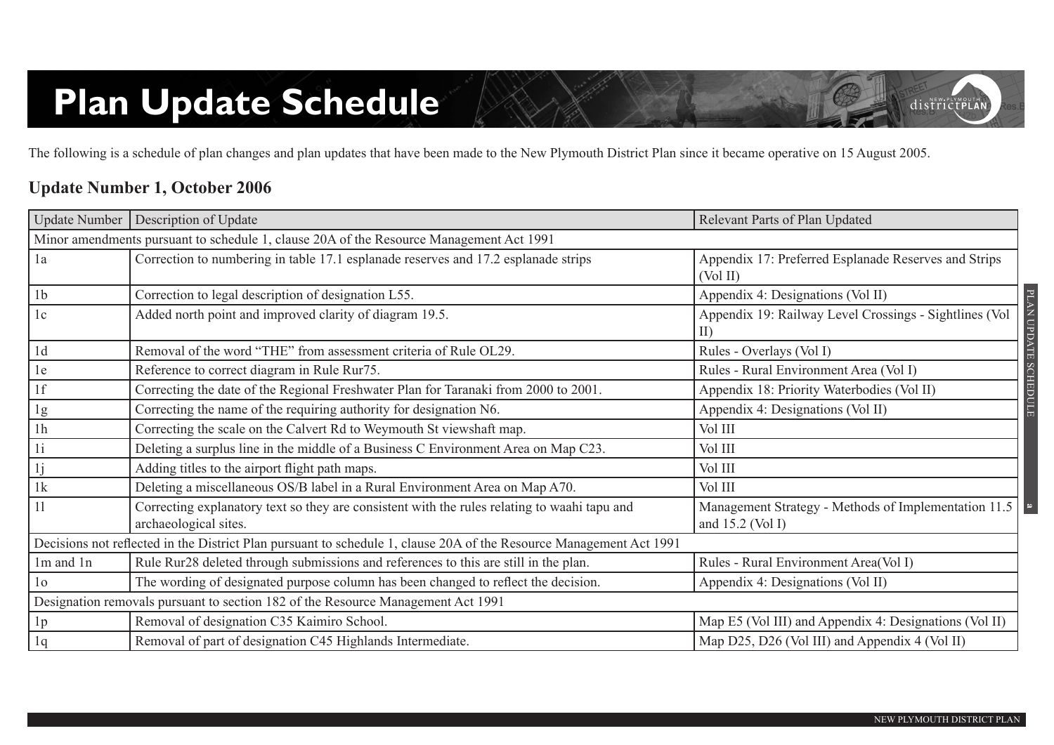# Plan Update Schedule

The following is a schedule of plan changes and plan updates that have been made to the New Plymouth District Plan since it became operative on 15 August 2005.

## Update Number 1, October 2006

| Update Number | Description of Update | Relevant Parts of Plan Updated |
|---|---|---|
| Minor amendments pursuant to schedule 1, clause 20A of the Resource Management Act 1991 | | |
| 1a | Correction to numbering in table 17.1 esplanade reserves and 17.2 esplanade strips | Appendix 17: Preferred Esplanade Reserves and Strips (Vol II) |
| 1b | Correction to legal description of designation L55. | Appendix 4: Designations (Vol II) |
| 1c | Added north point and improved clarity of diagram 19.5. | Appendix 19: Railway Level Crossings - Sightlines (Vol II) |
| 1d | Removal of the word "THE" from assessment criteria of Rule OL29. | Rules - Overlays (Vol I) |
| 1e | Reference to correct diagram in Rule Rur75. | Rules - Rural Environment Area (Vol I) |
| 1f | Correcting the date of the Regional Freshwater Plan for Taranaki from 2000 to 2001. | Appendix 18: Priority Waterbodies (Vol II) |
| 1g | Correcting the name of the requiring authority for designation N6. | Appendix 4: Designations (Vol II) |
| 1h | Correcting the scale on the Calvert Rd to Weymouth St viewshaft map. | Vol III |
| 1i | Deleting a surplus line in the middle of a Business C Environment Area on Map C23. | Vol III |
| 1j | Adding titles to the airport flight path maps. | Vol III |
| 1k | Deleting a miscellaneous OS/B label in a Rural Environment Area on Map A70. | Vol III |
| 1l | Correcting explanatory text so they are consistent with the rules relating to waahi tapu and archaeological sites. | Management Strategy - Methods of Implementation 11.5 and 15.2 (Vol I) |
| Decisions not reflected in the District Plan pursuant to schedule 1, clause 20A of the Resource Management Act 1991 | | |
| 1m and 1n | Rule Rur28 deleted through submissions and references to this are still in the plan. | Rules - Rural Environment Area(Vol I) |
| 1o | The wording of designated purpose column has been changed to reflect the decision. | Appendix 4: Designations (Vol II) |
| Designation removals pursuant to section 182 of the Resource Management Act 1991 | | |
| 1p | Removal of designation C35 Kaimiro School. | Map E5 (Vol III) and Appendix 4: Designations (Vol II) |
| 1q | Removal of part of designation C45 Highlands Intermediate. | Map D25, D26 (Vol III) and Appendix 4 (Vol II) |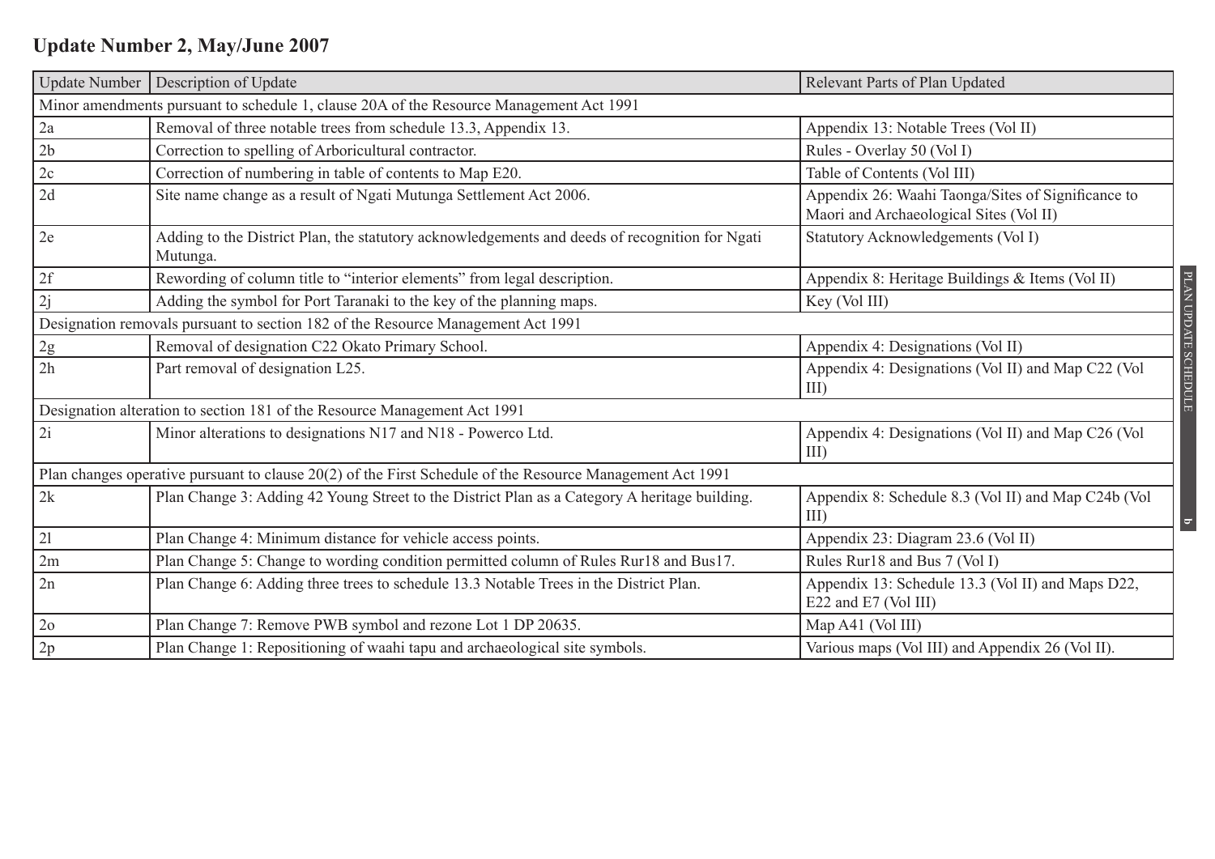## Update Number 2, May/June 2007

| Update Number | Description of Update | Relevant Parts of Plan Updated |
|---|---|---|
| Minor amendments pursuant to schedule 1, clause 20A of the Resource Management Act 1991 | | |
| 2a | Removal of three notable trees from schedule 13.3, Appendix 13. | Appendix 13: Notable Trees (Vol II) |
| 2b | Correction to spelling of Arboricultural contractor. | Rules - Overlay 50 (Vol I) |
| 2c | Correction of numbering in table of contents to Map E20. | Table of Contents (Vol III) |
| 2d | Site name change as a result of Ngati Mutunga Settlement Act 2006. | Appendix 26: Waahi Taonga/Sites of Significance to Maori and Archaeological Sites (Vol II) |
| 2e | Adding to the District Plan, the statutory acknowledgements and deeds of recognition for Ngati Mutunga. | Statutory Acknowledgements (Vol I) |
| 2f | Rewording of column title to "interior elements" from legal description. | Appendix 8: Heritage Buildings & Items (Vol II) |
| 2j | Adding the symbol for Port Taranaki to the key of the planning maps. | Key (Vol III) |
| Designation removals pursuant to section 182 of the Resource Management Act 1991 | | |
| 2g | Removal of designation C22 Okato Primary School. | Appendix 4: Designations (Vol II) |
| 2h | Part removal of designation L25. | Appendix 4: Designations (Vol II) and Map C22 (Vol III) |
| Designation alteration to section 181 of the Resource Management Act 1991 | | |
| 2i | Minor alterations to designations N17 and N18 - Powerco Ltd. | Appendix 4: Designations (Vol II) and Map C26 (Vol III) |
| Plan changes operative pursuant to clause 20(2) of the First Schedule of the Resource Management Act 1991 | | |
| 2k | Plan Change 3: Adding 42 Young Street to the District Plan as a Category A heritage building. | Appendix 8: Schedule 8.3 (Vol II) and Map C24b (Vol III) |
| 2l | Plan Change 4: Minimum distance for vehicle access points. | Appendix 23: Diagram 23.6 (Vol II) |
| 2m | Plan Change 5: Change to wording condition permitted column of Rules Rur18 and Bus17. | Rules Rur18 and Bus 7 (Vol I) |
| 2n | Plan Change 6: Adding three trees to schedule 13.3 Notable Trees in the District Plan. | Appendix 13: Schedule 13.3 (Vol II) and Maps D22, E22 and E7 (Vol III) |
| 2o | Plan Change 7: Remove PWB symbol and rezone Lot 1 DP 20635. | Map A41 (Vol III) |
| 2p | Plan Change 1: Repositioning of waahi tapu and archaeological site symbols. | Various maps (Vol III) and Appendix 26 (Vol II). |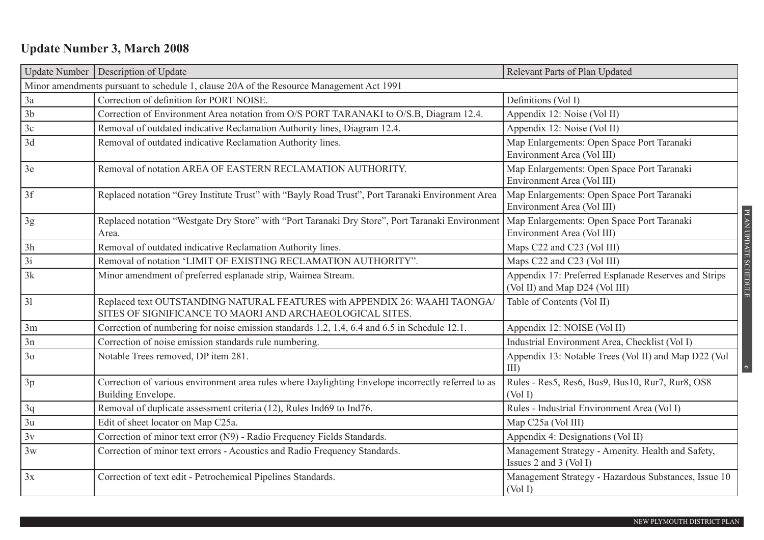## Update Number 3, March 2008

| Update Number | Description of Update | Relevant Parts of Plan Updated |
|---|---|---|
| Minor amendments pursuant to schedule 1, clause 20A of the Resource Management Act 1991 | | |
| 3a | Correction of definition for PORT NOISE. | Definitions (Vol I) |
| 3b | Correction of Environment Area notation from O/S PORT TARANAKI to O/S.B, Diagram 12.4. | Appendix 12: Noise (Vol II) |
| 3c | Removal of outdated indicative Reclamation Authority lines, Diagram 12.4. | Appendix 12: Noise (Vol II) |
| 3d | Removal of outdated indicative Reclamation Authority lines. | Map Enlargements: Open Space Port Taranaki Environment Area (Vol III) |
| 3e | Removal of notation AREA OF EASTERN RECLAMATION AUTHORITY. | Map Enlargements: Open Space Port Taranaki Environment Area (Vol III) |
| 3f | Replaced notation "Grey Institute Trust" with "Bayly Road Trust", Port Taranaki Environment Area | Map Enlargements: Open Space Port Taranaki Environment Area (Vol III) |
| 3g | Replaced notation "Westgate Dry Store" with "Port Taranaki Dry Store", Port Taranaki Environment Area. | Map Enlargements: Open Space Port Taranaki Environment Area (Vol III) |
| 3h | Removal of outdated indicative Reclamation Authority lines. | Maps C22 and C23 (Vol III) |
| 3i | Removal of notation 'LIMIT OF EXISTING RECLAMATION AUTHORITY". | Maps C22 and C23 (Vol III) |
| 3k | Minor amendment of preferred esplanade strip, Waimea Stream. | Appendix 17: Preferred Esplanade Reserves and Strips (Vol II) and Map D24 (Vol III) |
| 3l | Replaced text OUTSTANDING NATURAL FEATURES with APPENDIX 26: WAAHI TAONGA/ SITES OF SIGNIFICANCE TO MAORI AND ARCHAEOLOGICAL SITES. | Table of Contents (Vol II) |
| 3m | Correction of numbering for noise emission standards 1.2, 1.4, 6.4 and 6.5 in Schedule 12.1. | Appendix 12: NOISE (Vol II) |
| 3n | Correction of noise emission standards rule numbering. | Industrial Environment Area, Checklist (Vol I) |
| 3o | Notable Trees removed, DP item 281. | Appendix 13: Notable Trees (Vol II) and Map D22 (Vol III) |
| 3p | Correction of various environment area rules where Daylighting Envelope incorrectly referred to as Building Envelope. | Rules - Res5, Res6, Bus9, Bus10, Rur7, Rur8, OS8 (Vol I) |
| 3q | Removal of duplicate assessment criteria (12), Rules Ind69 to Ind76. | Rules - Industrial Environment Area (Vol I) |
| 3u | Edit of sheet locator on Map C25a. | Map C25a (Vol III) |
| 3v | Correction of minor text error (N9) - Radio Frequency Fields Standards. | Appendix 4: Designations (Vol II) |
| 3w | Correction of minor text errors - Acoustics and Radio Frequency Standards. | Management Strategy - Amenity. Health and Safety, Issues 2 and 3 (Vol I) |
| 3x | Correction of text edit - Petrochemical Pipelines Standards. | Management Strategy - Hazardous Substances, Issue 10 (Vol I) |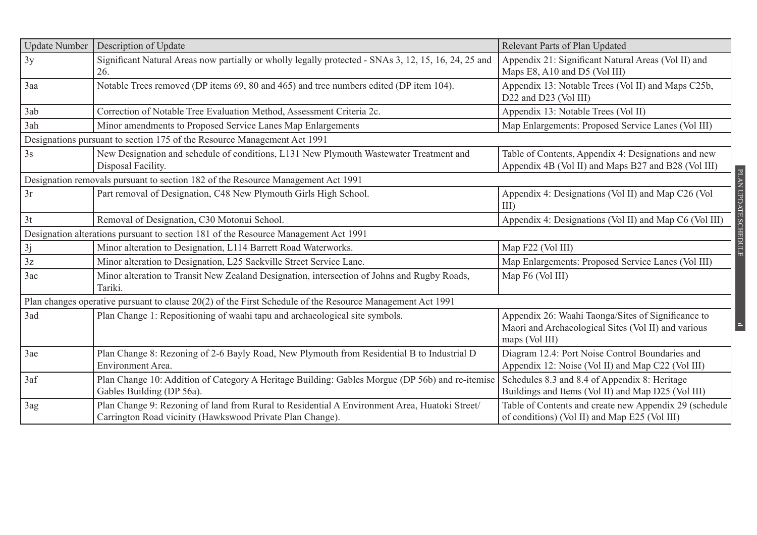| Update Number | Description of Update | Relevant Parts of Plan Updated |
|---|---|---|
| 3y | Significant Natural Areas now partially or wholly legally protected - SNAs 3, 12, 15, 16, 24, 25 and 26. | Appendix 21: Significant Natural Areas (Vol II) and Maps E8, A10 and D5 (Vol III) |
| 3aa | Notable Trees removed (DP items 69, 80 and 465) and tree numbers edited (DP item 104). | Appendix 13: Notable Trees (Vol II) and Maps C25b, D22 and D23 (Vol III) |
| 3ab | Correction of Notable Tree Evaluation Method, Assessment Criteria 2c. | Appendix 13: Notable Trees (Vol II) |
| 3ah | Minor amendments to Proposed Service Lanes Map Enlargements | Map Enlargements: Proposed Service Lanes (Vol III) |
| Designations pursuant to section 175 of the Resource Management Act 1991 | | |
| 3s | New Designation and schedule of conditions, L131 New Plymouth Wastewater Treatment and Disposal Facility. | Table of Contents, Appendix 4: Designations and new Appendix 4B (Vol II) and Maps B27 and B28 (Vol III) |
| Designation removals pursuant to section 182 of the Resource Management Act 1991 | | |
| 3r | Part removal of Designation, C48 New Plymouth Girls High School. | Appendix 4: Designations (Vol II) and Map C26 (Vol III) |
| 3t | Removal of Designation, C30 Motonui School. | Appendix 4: Designations (Vol II) and Map C6 (Vol III) |
| Designation alterations pursuant to section 181 of the Resource Management Act 1991 | | |
| 3j | Minor alteration to Designation, L114 Barrett Road Waterworks. | Map F22 (Vol III) |
| 3z | Minor alteration to Designation, L25 Sackville Street Service Lane. | Map Enlargements: Proposed Service Lanes (Vol III) |
| 3ac | Minor alteration to Transit New Zealand Designation, intersection of Johns and Rugby Roads, Tariki. | Map F6 (Vol III) |
| Plan changes operative pursuant to clause 20(2) of the First Schedule of the Resource Management Act 1991 | | |
| 3ad | Plan Change 1: Repositioning of waahi tapu and archaeological site symbols. | Appendix 26: Waahi Taonga/Sites of Significance to Maori and Archaeological Sites (Vol II) and various maps (Vol III) |
| 3ae | Plan Change 8: Rezoning of 2-6 Bayly Road, New Plymouth from Residential B to Industrial D Environment Area. | Diagram 12.4: Port Noise Control Boundaries and Appendix 12: Noise (Vol II) and Map C22 (Vol III) |
| 3af | Plan Change 10: Addition of Category A Heritage Building: Gables Morgue (DP 56b) and re-itemise Gables Building (DP 56a). | Schedules 8.3 and 8.4 of Appendix 8: Heritage Buildings and Items (Vol II) and Map D25 (Vol III) |
| 3ag | Plan Change 9: Rezoning of land from Rural to Residential A Environment Area, Huatoki Street/ Carrington Road vicinity (Hawkswood Private Plan Change). | Table of Contents and create new Appendix 29 (schedule of conditions) (Vol II) and Map E25 (Vol III) |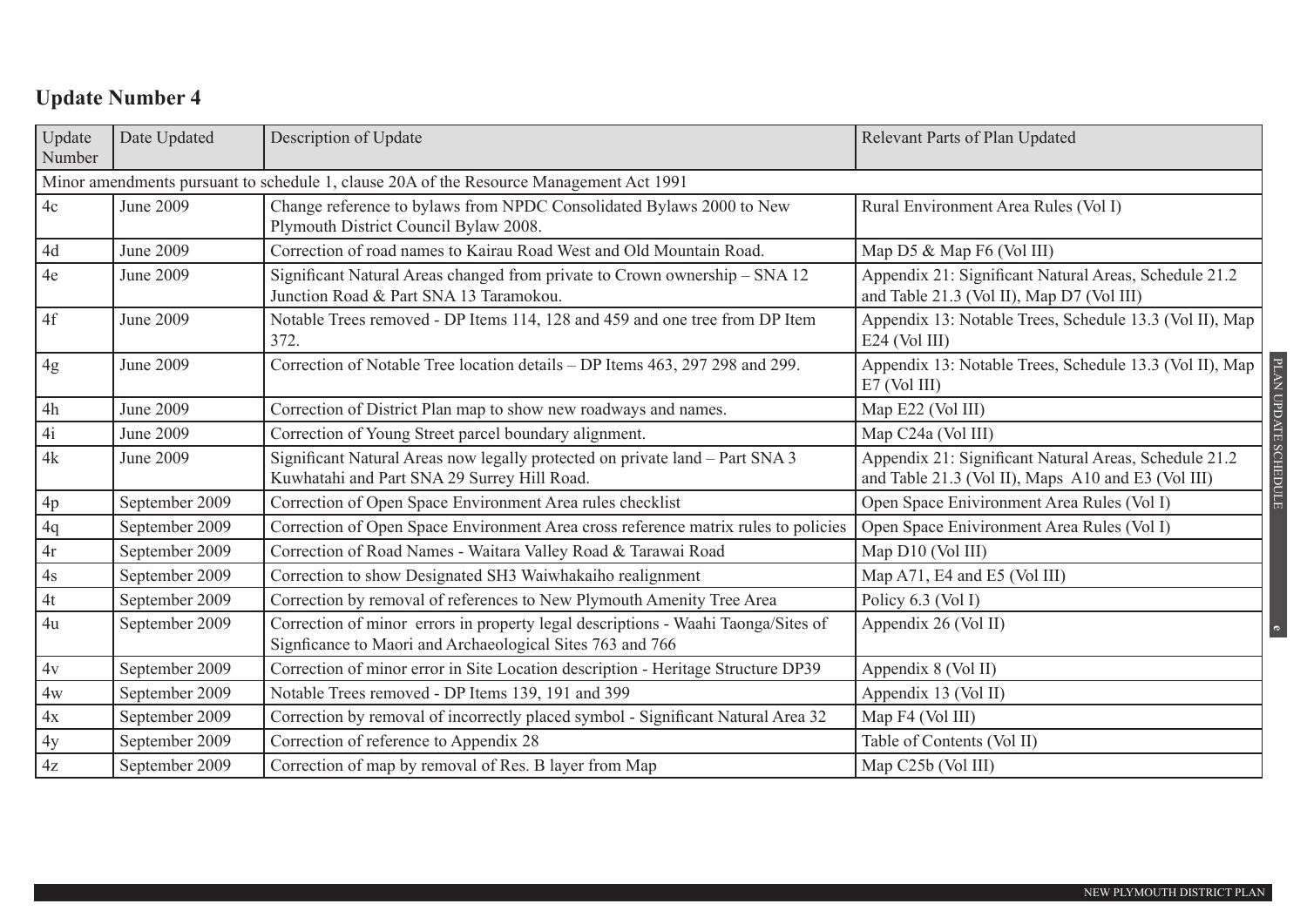## Update Number 4

| Update Number | Date Updated | Description of Update | Relevant Parts of Plan Updated |
|---|---|---|---|
| Minor amendments pursuant to schedule 1, clause 20A of the Resource Management Act 1991 | | | |
| 4c | June 2009 | Change reference to bylaws from NPDC Consolidated Bylaws 2000 to New Plymouth District Council Bylaw 2008. | Rural Environment Area Rules (Vol I) |
| 4d | June 2009 | Correction of road names to Kairau Road West and Old Mountain Road. | Map D5 & Map F6 (Vol III) |
| 4e | June 2009 | Significant Natural Areas changed from private to Crown ownership – SNA 12 Junction Road & Part SNA 13 Taramokou. | Appendix 21: Significant Natural Areas, Schedule 21.2 and Table 21.3 (Vol II), Map D7 (Vol III) |
| 4f | June 2009 | Notable Trees removed - DP Items 114, 128 and 459 and one tree from DP Item 372. | Appendix 13: Notable Trees, Schedule 13.3 (Vol II), Map E24 (Vol III) |
| 4g | June 2009 | Correction of Notable Tree location details – DP Items 463, 297 298 and 299. | Appendix 13: Notable Trees, Schedule 13.3 (Vol II), Map E7 (Vol III) |
| 4h | June 2009 | Correction of District Plan map to show new roadways and names. | Map E22 (Vol III) |
| 4i | June 2009 | Correction of Young Street parcel boundary alignment. | Map C24a (Vol III) |
| 4k | June 2009 | Significant Natural Areas now legally protected on private land – Part SNA 3 Kuwhatahi and Part SNA 29 Surrey Hill Road. | Appendix 21: Significant Natural Areas, Schedule 21.2 and Table 21.3 (Vol II), Maps A10 and E3 (Vol III) |
| 4p | September 2009 | Correction of Open Space Environment Area rules checklist | Open Space Enivironment Area Rules (Vol I) |
| 4q | September 2009 | Correction of Open Space Environment Area cross reference matrix rules to policies | Open Space Enivironment Area Rules (Vol I) |
| 4r | September 2009 | Correction of Road Names - Waitara Valley Road & Tarawai Road | Map D10 (Vol III) |
| 4s | September 2009 | Correction to show Designated SH3 Waiwhakaiho realignment | Map A71, E4 and E5 (Vol III) |
| 4t | September 2009 | Correction by removal of references to New Plymouth Amenity Tree Area | Policy 6.3 (Vol I) |
| 4u | September 2009 | Correction of minor errors in property legal descriptions - Waahi Taonga/Sites of Signficance to Maori and Archaeological Sites 763 and 766 | Appendix 26 (Vol II) |
| 4v | September 2009 | Correction of minor error in Site Location description - Heritage Structure DP39 | Appendix 8 (Vol II) |
| 4w | September 2009 | Notable Trees removed - DP Items 139, 191 and 399 | Appendix 13 (Vol II) |
| 4x | September 2009 | Correction by removal of incorrectly placed symbol - Significant Natural Area 32 | Map F4 (Vol III) |
| 4y | September 2009 | Correction of reference to Appendix 28 | Table of Contents (Vol II) |
| 4z | September 2009 | Correction of map by removal of Res. B layer from Map | Map C25b (Vol III) |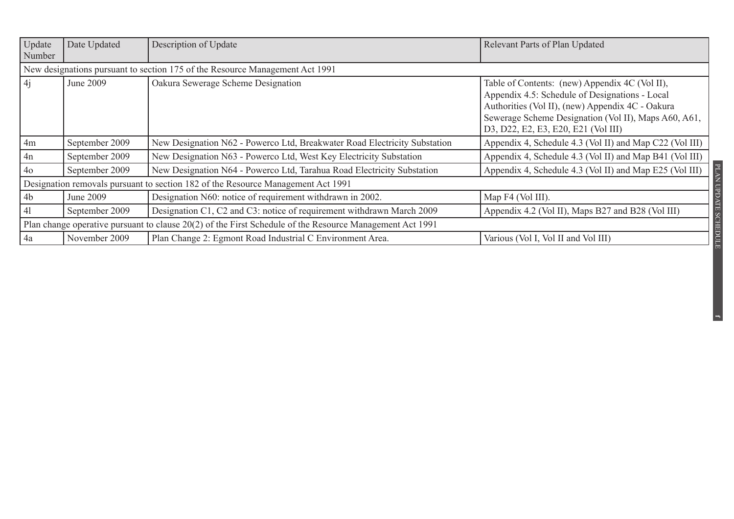| Update Number | Date Updated | Description of Update | Relevant Parts of Plan Updated |
|---|---|---|---|
| New designations pursuant to section 175 of the Resource Management Act 1991 | | | |
| 4j | June 2009 | Oakura Sewerage Scheme Designation | Table of Contents: (new) Appendix 4C (Vol II), Appendix 4.5: Schedule of Designations - Local Authorities (Vol II), (new) Appendix 4C - Oakura Sewerage Scheme Designation (Vol II), Maps A60, A61, D3, D22, E2, E3, E20, E21 (Vol III) |
| 4m | September 2009 | New Designation N62 - Powerco Ltd, Breakwater Road Electricity Substation | Appendix 4, Schedule 4.3 (Vol II) and Map C22 (Vol III) |
| 4n | September 2009 | New Designation N63 - Powerco Ltd, West Key Electricity Substation | Appendix 4, Schedule 4.3 (Vol II) and Map B41 (Vol III) |
| 4o | September 2009 | New Designation N64 - Powerco Ltd, Tarahua Road Electricity Substation | Appendix 4, Schedule 4.3 (Vol II) and Map E25 (Vol III) |
| Designation removals pursuant to section 182 of the Resource Management Act 1991 | | | |
| 4b | June 2009 | Designation N60: notice of requirement withdrawn in 2002. | Map F4 (Vol III). |
| 4l | September 2009 | Designation C1, C2 and C3: notice of requirement withdrawn March 2009 | Appendix 4.2 (Vol II), Maps B27 and B28 (Vol III) |
| Plan change operative pursuant to clause 20(2) of the First Schedule of the Resource Management Act 1991 | | | |
| 4a | November 2009 | Plan Change 2: Egmont Road Industrial C Environment Area. | Various (Vol I, Vol II and Vol III) |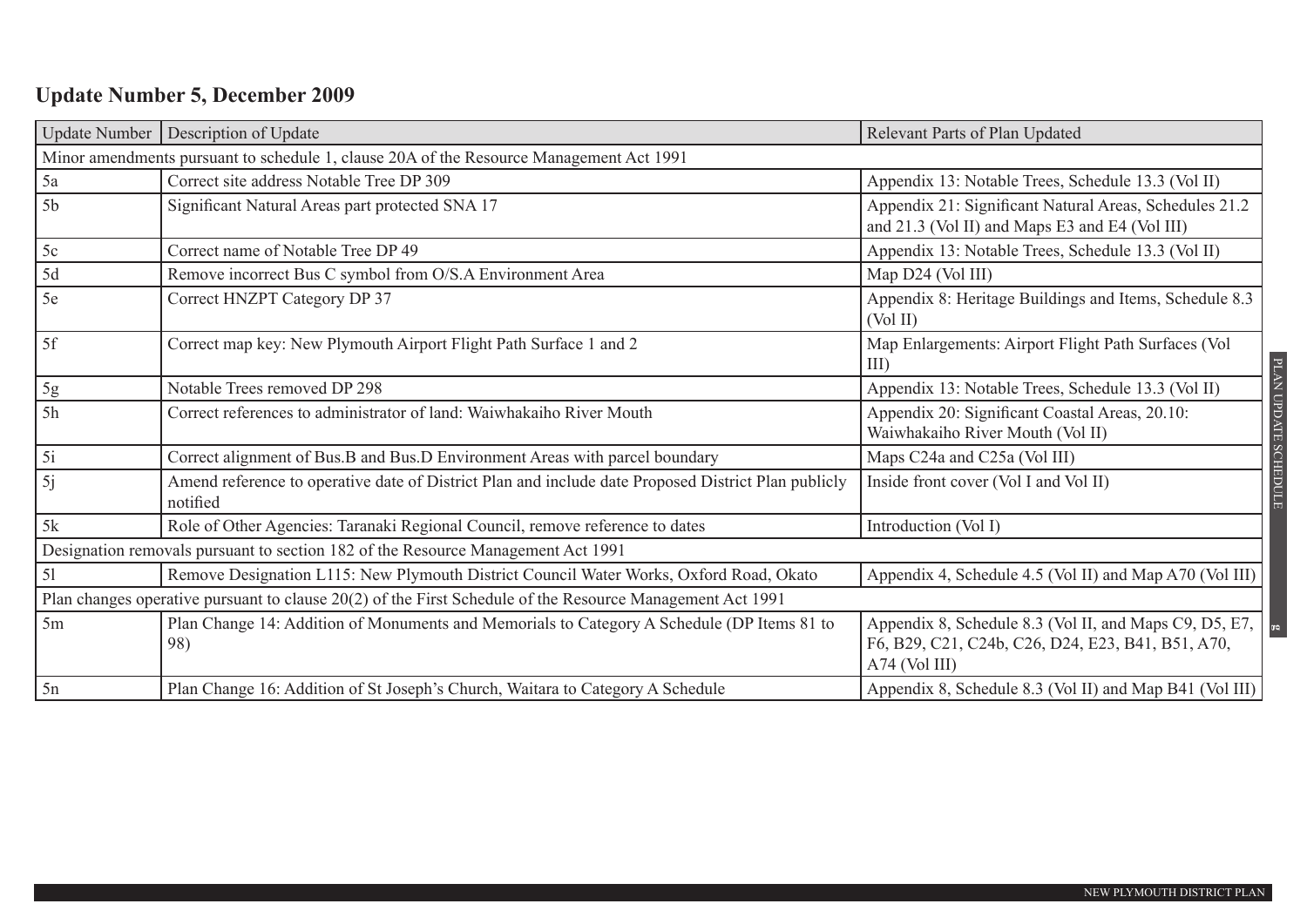## Update Number 5, December 2009

| Update Number | Description of Update | Relevant Parts of Plan Updated |
|---|---|---|
| Minor amendments pursuant to schedule 1, clause 20A of the Resource Management Act 1991 | | |
| 5a | Correct site address Notable Tree DP 309 | Appendix 13: Notable Trees, Schedule 13.3 (Vol II) |
| 5b | Significant Natural Areas part protected SNA 17 | Appendix 21: Significant Natural Areas, Schedules 21.2 and 21.3 (Vol II) and Maps E3 and E4 (Vol III) |
| 5c | Correct name of Notable Tree DP 49 | Appendix 13: Notable Trees, Schedule 13.3 (Vol II) |
| 5d | Remove incorrect Bus C symbol from O/S.A Environment Area | Map D24 (Vol III) |
| 5e | Correct HNZPT Category DP 37 | Appendix 8: Heritage Buildings and Items, Schedule 8.3 (Vol II) |
| 5f | Correct map key: New Plymouth Airport Flight Path Surface 1 and 2 | Map Enlargements: Airport Flight Path Surfaces (Vol III) |
| 5g | Notable Trees removed DP 298 | Appendix 13: Notable Trees, Schedule 13.3 (Vol II) |
| 5h | Correct references to administrator of land: Waiwhakaiho River Mouth | Appendix 20: Significant Coastal Areas, 20.10: Waiwhakaiho River Mouth (Vol II) |
| 5i | Correct alignment of Bus.B and Bus.D Environment Areas with parcel boundary | Maps C24a and C25a (Vol III) |
| 5j | Amend reference to operative date of District Plan and include date Proposed District Plan publicly notified | Inside front cover (Vol I and Vol II) |
| 5k | Role of Other Agencies: Taranaki Regional Council, remove reference to dates | Introduction (Vol I) |
| Designation removals pursuant to section 182 of the Resource Management Act 1991 | | |
| 5l | Remove Designation L115: New Plymouth District Council Water Works, Oxford Road, Okato | Appendix 4, Schedule 4.5 (Vol II) and Map A70 (Vol III) |
| Plan changes operative pursuant to clause 20(2) of the First Schedule of the Resource Management Act 1991 | | |
| 5m | Plan Change 14: Addition of Monuments and Memorials to Category A Schedule (DP Items 81 to 98) | Appendix 8, Schedule 8.3 (Vol II, and Maps C9, D5, E7, F6, B29, C21, C24b, C26, D24, E23, B41, B51, A70, A74 (Vol III) |
| 5n | Plan Change 16: Addition of St Joseph's Church, Waitara to Category A Schedule | Appendix 8, Schedule 8.3 (Vol II) and Map B41 (Vol III) |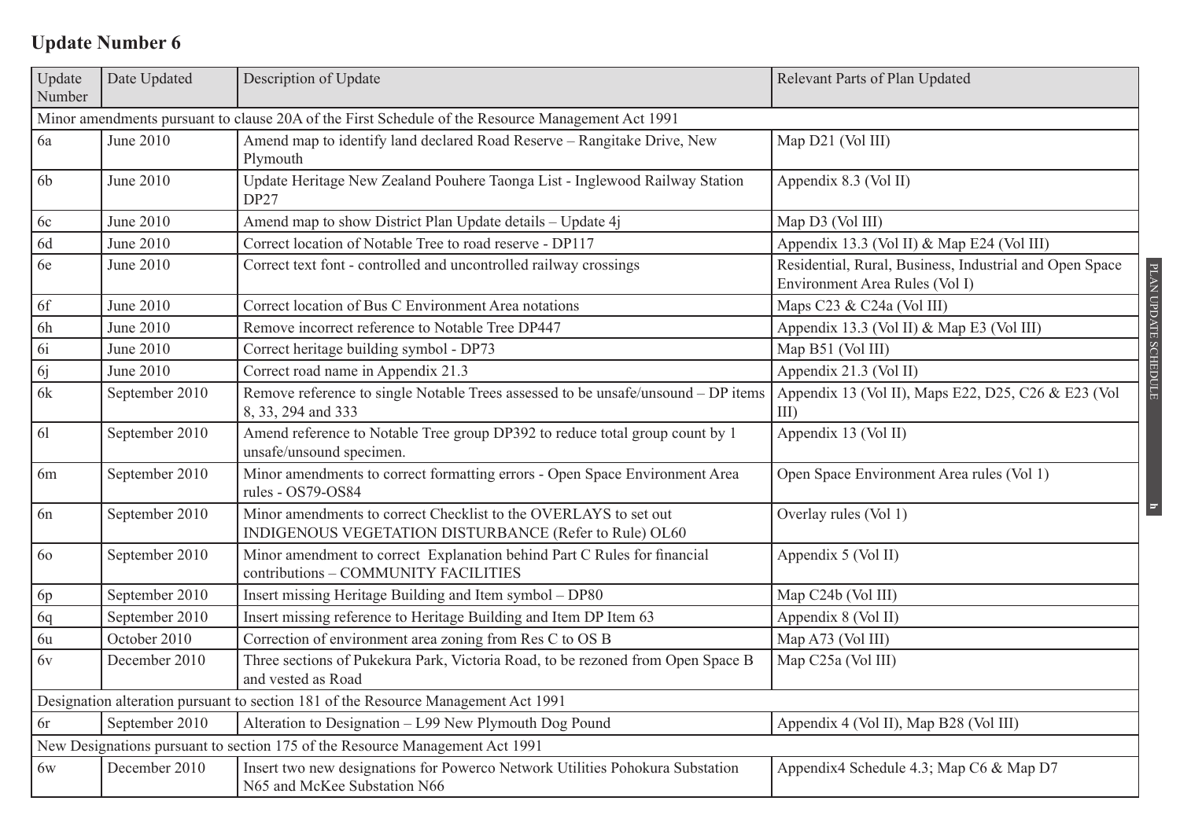## Update Number 6

| Update Number | Date Updated | Description of Update | Relevant Parts of Plan Updated |
|---|---|---|---|
| Minor amendments pursuant to clause 20A of the First Schedule of the Resource Management Act 1991 | | | |
| 6a | June 2010 | Amend map to identify land declared Road Reserve – Rangitake Drive, New Plymouth | Map D21 (Vol III) |
| 6b | June 2010 | Update Heritage New Zealand Pouhere Taonga List - Inglewood Railway Station DP27 | Appendix 8.3 (Vol II) |
| 6c | June 2010 | Amend map to show District Plan Update details – Update 4j | Map D3 (Vol III) |
| 6d | June 2010 | Correct location of Notable Tree to road reserve - DP117 | Appendix 13.3 (Vol II) & Map E24 (Vol III) |
| 6e | June 2010 | Correct text font - controlled and uncontrolled railway crossings | Residential, Rural, Business, Industrial and Open Space Environment Area Rules (Vol I) |
| 6f | June 2010 | Correct location of Bus C Environment Area notations | Maps C23 & C24a (Vol III) |
| 6h | June 2010 | Remove incorrect reference to Notable Tree DP447 | Appendix 13.3 (Vol II) & Map E3 (Vol III) |
| 6i | June 2010 | Correct heritage building symbol - DP73 | Map B51 (Vol III) |
| 6j | June 2010 | Correct road name in Appendix 21.3 | Appendix 21.3 (Vol II) |
| 6k | September 2010 | Remove reference to single Notable Trees assessed to be unsafe/unsound – DP items 8, 33, 294 and 333 | Appendix 13 (Vol II), Maps E22, D25, C26 & E23 (Vol III) |
| 6l | September 2010 | Amend reference to Notable Tree group DP392 to reduce total group count by 1 unsafe/unsound specimen. | Appendix 13 (Vol II) |
| 6m | September 2010 | Minor amendments to correct formatting errors - Open Space Environment Area rules - OS79-OS84 | Open Space Environment Area rules (Vol 1) |
| 6n | September 2010 | Minor amendments to correct Checklist to the OVERLAYS to set out INDIGENOUS VEGETATION DISTURBANCE (Refer to Rule) OL60 | Overlay rules (Vol 1) |
| 6o | September 2010 | Minor amendment to correct Explanation behind Part C Rules for financial contributions – COMMUNITY FACILITIES | Appendix 5 (Vol II) |
| 6p | September 2010 | Insert missing Heritage Building and Item symbol – DP80 | Map C24b (Vol III) |
| 6q | September 2010 | Insert missing reference to Heritage Building and Item DP Item 63 | Appendix 8 (Vol II) |
| 6u | October 2010 | Correction of environment area zoning from Res C to OS B | Map A73 (Vol III) |
| 6v | December 2010 | Three sections of Pukekura Park, Victoria Road, to be rezoned from Open Space B and vested as Road | Map C25a (Vol III) |
| Designation alteration pursuant to section 181 of the Resource Management Act 1991 | | | |
| 6r | September 2010 | Alteration to Designation – L99 New Plymouth Dog Pound | Appendix 4 (Vol II), Map B28 (Vol III) |
| New Designations pursuant to section 175 of the Resource Management Act 1991 | | | |
| 6w | December 2010 | Insert two new designations for Powerco Network Utilities Pohokura Substation N65 and McKee Substation N66 | Appendix4 Schedule 4.3; Map C6 & Map D7 |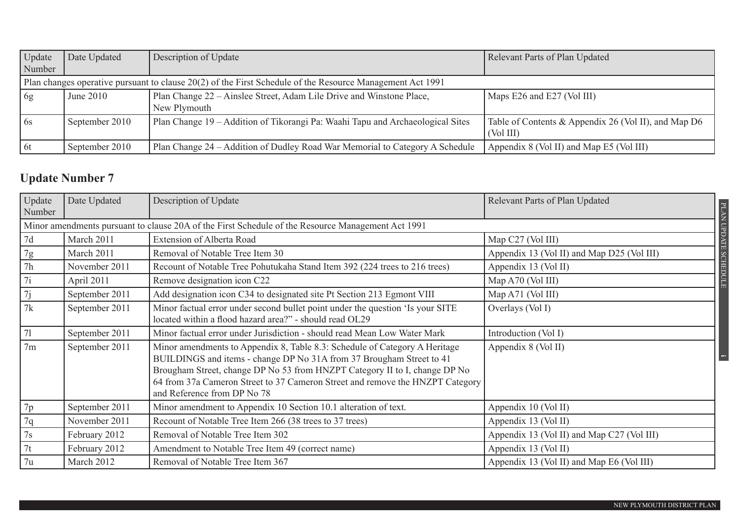| Update Number | Date Updated | Description of Update | Relevant Parts of Plan Updated |
|---|---|---|---|
| Plan changes operative pursuant to clause 20(2) of the First Schedule of the Resource Management Act 1991 | | | |
| 6g | June 2010 | Plan Change 22 – Ainslee Street, Adam Lile Drive and Winstone Place, New Plymouth | Maps E26 and E27 (Vol III) |
| 6s | September 2010 | Plan Change 19 – Addition of Tikorangi Pa: Waahi Tapu and Archaeological Sites | Table of Contents & Appendix 26 (Vol II), and Map D6 (Vol III) |
| 6t | September 2010 | Plan Change 24 – Addition of Dudley Road War Memorial to Category A Schedule | Appendix 8 (Vol II) and Map E5 (Vol III) |

## Update Number 7

| Update Number | Date Updated | Description of Update | Relevant Parts of Plan Updated |
|---|---|---|---|
| Minor amendments pursuant to clause 20A of the First Schedule of the Resource Management Act 1991 | | | |
| 7d | March 2011 | Extension of Alberta Road | Map C27 (Vol III) |
| 7g | March 2011 | Removal of Notable Tree Item 30 | Appendix 13 (Vol II) and Map D25 (Vol III) |
| 7h | November 2011 | Recount of Notable Tree Pohutukaha Stand Item 392 (224 trees to 216 trees) | Appendix 13 (Vol II) |
| 7i | April 2011 | Remove designation icon C22 | Map A70 (Vol III) |
| 7j | September 2011 | Add designation icon C34 to designated site Pt Section 213 Egmont VIII | Map A71 (Vol III) |
| 7k | September 2011 | Minor factual error under second bullet point under the question 'Is your SITE located within a flood hazard area?" - should read OL29 | Overlays (Vol I) |
| 7l | September 2011 | Minor factual error under Jurisdiction - should read Mean Low Water Mark | Introduction (Vol I) |
| 7m | September 2011 | Minor amendments to Appendix 8, Table 8.3: Schedule of Category A Heritage BUILDINGS and items - change DP No 31A from 37 Brougham Street to 41 Brougham Street, change DP No 53 from HNZPT Category II to I, change DP No 64 from 37a Cameron Street to 37 Cameron Street and remove the HNZPT Category and Reference from DP No 78 | Appendix 8 (Vol II) |
| 7p | September 2011 | Minor amendment to Appendix 10 Section 10.1 alteration of text. | Appendix 10 (Vol II) |
| 7q | November 2011 | Recount of Notable Tree Item 266 (38 trees to 37 trees) | Appendix 13 (Vol II) |
| 7s | February 2012 | Removal of Notable Tree Item 302 | Appendix 13 (Vol II) and Map C27 (Vol III) |
| 7t | February 2012 | Amendment to Notable Tree Item 49 (correct name) | Appendix 13 (Vol II) |
| 7u | March 2012 | Removal of Notable Tree Item 367 | Appendix 13 (Vol II) and Map E6 (Vol III) |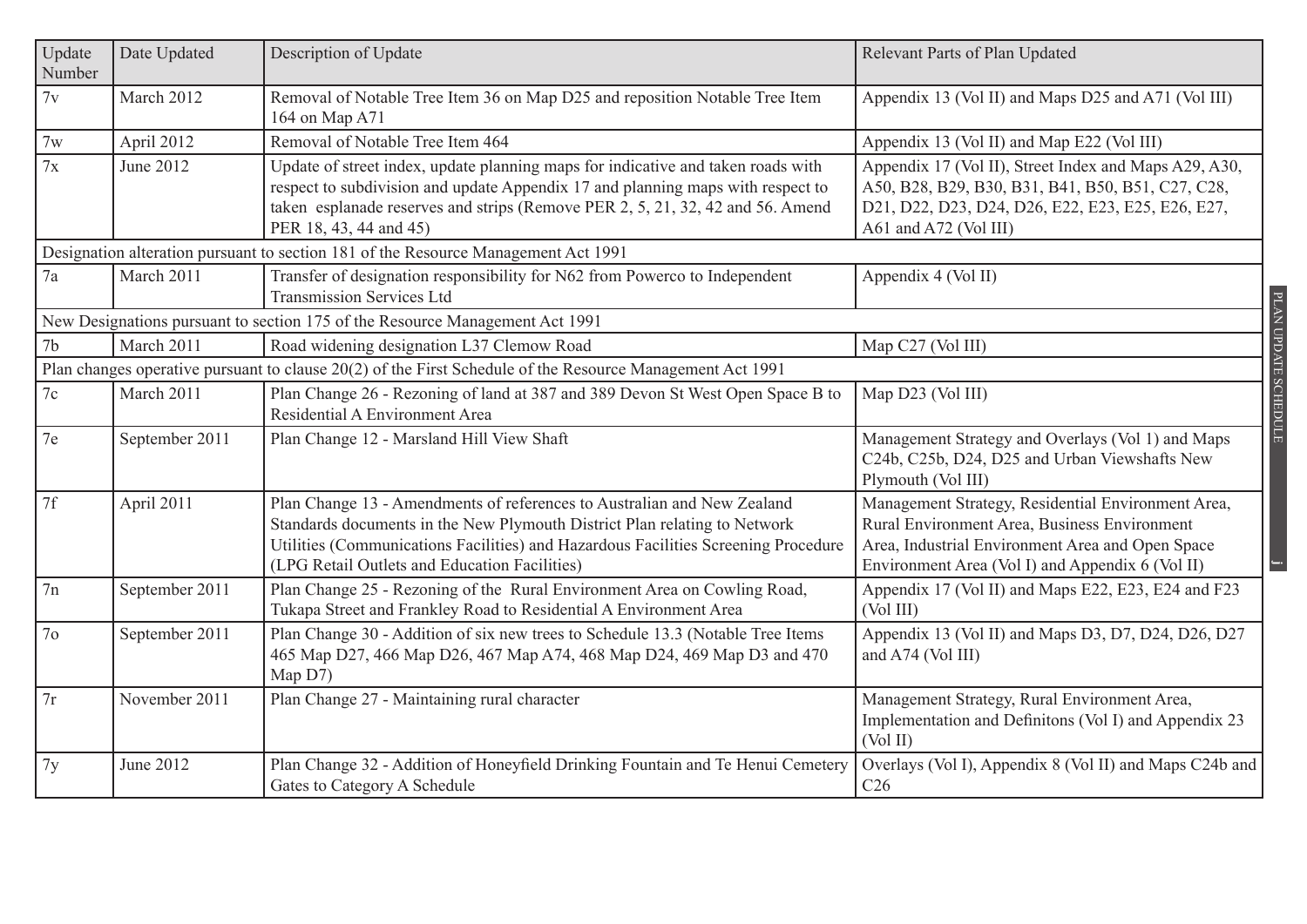| Update Number | Date Updated | Description of Update | Relevant Parts of Plan Updated |
|---|---|---|---|
| 7v | March 2012 | Removal of Notable Tree Item 36 on Map D25 and reposition Notable Tree Item 164 on Map A71 | Appendix 13 (Vol II) and Maps D25 and A71 (Vol III) |
| 7w | April 2012 | Removal of Notable Tree Item 464 | Appendix 13 (Vol II) and Map E22 (Vol III) |
| 7x | June 2012 | Update of street index, update planning maps for indicative and taken roads with respect to subdivision and update Appendix 17 and planning maps with respect to taken esplanade reserves and strips (Remove PER 2, 5, 21, 32, 42 and 56. Amend PER 18, 43, 44 and 45) | Appendix 17 (Vol II), Street Index and Maps A29, A30, A50, B28, B29, B30, B31, B41, B50, B51, C27, C28, D21, D22, D23, D24, D26, E22, E23, E25, E26, E27, A61 and A72 (Vol III) |
| Designation alteration pursuant to section 181 of the Resource Management Act 1991 | | | |
| 7a | March 2011 | Transfer of designation responsibility for N62 from Powerco to Independent Transmission Services Ltd | Appendix 4 (Vol II) |
| New Designations pursuant to section 175 of the Resource Management Act 1991 | | | |
| 7b | March 2011 | Road widening designation L37 Clemow Road | Map C27 (Vol III) |
| Plan changes operative pursuant to clause 20(2) of the First Schedule of the Resource Management Act 1991 | | | |
| 7c | March 2011 | Plan Change 26 - Rezoning of land at 387 and 389 Devon St West Open Space B to Residential A Environment Area | Map D23 (Vol III) |
| 7e | September 2011 | Plan Change 12 - Marsland Hill View Shaft | Management Strategy and Overlays (Vol 1) and Maps C24b, C25b, D24, D25 and Urban Viewshafts New Plymouth (Vol III) |
| 7f | April 2011 | Plan Change 13 - Amendments of references to Australian and New Zealand Standards documents in the New Plymouth District Plan relating to Network Utilities (Communications Facilities) and Hazardous Facilities Screening Procedure (LPG Retail Outlets and Education Facilities) | Management Strategy, Residential Environment Area, Rural Environment Area, Business Environment Area, Industrial Environment Area and Open Space Environment Area (Vol I) and Appendix 6 (Vol II) |
| 7n | September 2011 | Plan Change 25 - Rezoning of the Rural Environment Area on Cowling Road, Tukapa Street and Frankley Road to Residential A Environment Area | Appendix 17 (Vol II) and Maps E22, E23, E24 and F23 (Vol III) |
| 7o | September 2011 | Plan Change 30 - Addition of six new trees to Schedule 13.3 (Notable Tree Items 465 Map D27, 466 Map D26, 467 Map A74, 468 Map D24, 469 Map D3 and 470 Map D7) | Appendix 13 (Vol II) and Maps D3, D7, D24, D26, D27 and A74 (Vol III) |
| 7r | November 2011 | Plan Change 27 - Maintaining rural character | Management Strategy, Rural Environment Area, Implementation and Definitons (Vol I) and Appendix 23 (Vol II) |
| 7y | June 2012 | Plan Change 32 - Addition of Honeyfield Drinking Fountain and Te Henui Cemetery Gates to Category A Schedule | Overlays (Vol I), Appendix 8 (Vol II) and Maps C24b and C26 |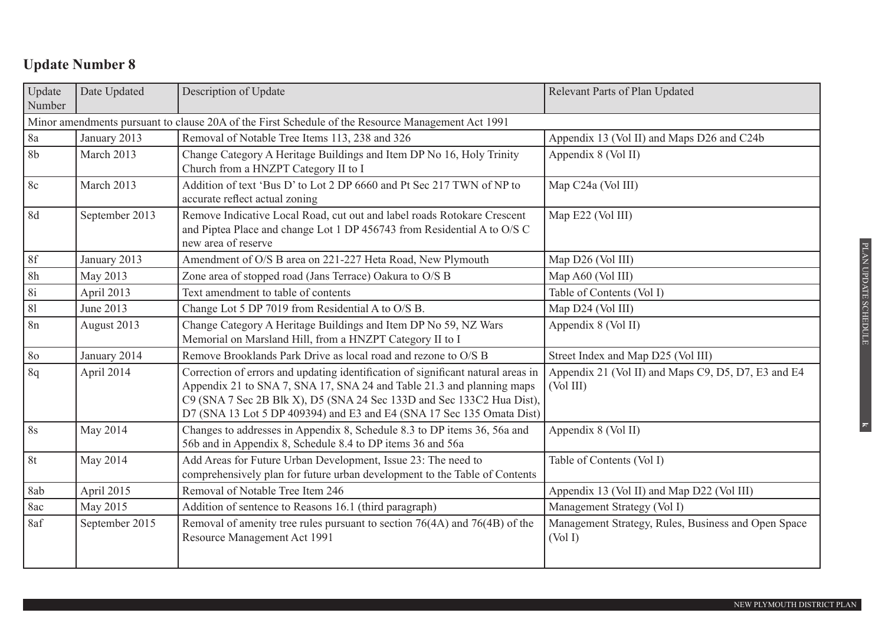## Update Number 8

| Update Number | Date Updated | Description of Update | Relevant Parts of Plan Updated |
|---|---|---|---|
| Minor amendments pursuant to clause 20A of the First Schedule of the Resource Management Act 1991 | | | |
| 8a | January 2013 | Removal of Notable Tree Items 113, 238 and 326 | Appendix 13 (Vol II) and Maps D26 and C24b |
| 8b | March 2013 | Change Category A Heritage Buildings and Item DP No 16, Holy Trinity Church from a HNZPT Category II to I | Appendix 8 (Vol II) |
| 8c | March 2013 | Addition of text 'Bus D' to Lot 2 DP 6660 and Pt Sec 217 TWN of NP to accurate reflect actual zoning | Map C24a (Vol III) |
| 8d | September 2013 | Remove Indicative Local Road, cut out and label roads Rotokare Crescent and Piptea Place and change Lot 1 DP 456743 from Residential A to O/S C new area of reserve | Map E22 (Vol III) |
| 8f | January 2013 | Amendment of O/S B area on 221-227 Heta Road, New Plymouth | Map D26 (Vol III) |
| 8h | May 2013 | Zone area of stopped road (Jans Terrace) Oakura to O/S B | Map A60 (Vol III) |
| 8i | April 2013 | Text amendment to table of contents | Table of Contents (Vol I) |
| 8l | June 2013 | Change Lot 5 DP 7019 from Residential A to O/S B. | Map D24 (Vol III) |
| 8n | August 2013 | Change Category A Heritage Buildings and Item DP No 59, NZ Wars Memorial on Marsland Hill, from a HNZPT Category II to I | Appendix 8 (Vol II) |
| 8o | January 2014 | Remove Brooklands Park Drive as local road and rezone to O/S B | Street Index and Map D25 (Vol III) |
| 8q | April 2014 | Correction of errors and updating identification of significant natural areas in Appendix 21 to SNA 7, SNA 17, SNA 24 and Table 21.3 and planning maps C9 (SNA 7 Sec 2B Blk X), D5 (SNA 24 Sec 133D and Sec 133C2 Hua Dist), D7 (SNA 13 Lot 5 DP 409394) and E3 and E4 (SNA 17 Sec 135 Omata Dist) | Appendix 21 (Vol II) and Maps C9, D5, D7, E3 and E4 (Vol III) |
| 8s | May 2014 | Changes to addresses in Appendix 8, Schedule 8.3 to DP items 36, 56a and 56b and in Appendix 8, Schedule 8.4 to DP items 36 and 56a | Appendix 8 (Vol II) |
| 8t | May 2014 | Add Areas for Future Urban Development, Issue 23: The need to comprehensively plan for future urban development to the Table of Contents | Table of Contents (Vol I) |
| 8ab | April 2015 | Removal of Notable Tree Item 246 | Appendix 13 (Vol II) and Map D22 (Vol III) |
| 8ac | May 2015 | Addition of sentence to Reasons 16.1 (third paragraph) | Management Strategy (Vol I) |
| 8af | September 2015 | Removal of amenity tree rules pursuant to section 76(4A) and 76(4B) of the Resource Management Act 1991 | Management Strategy, Rules, Business and Open Space (Vol I) |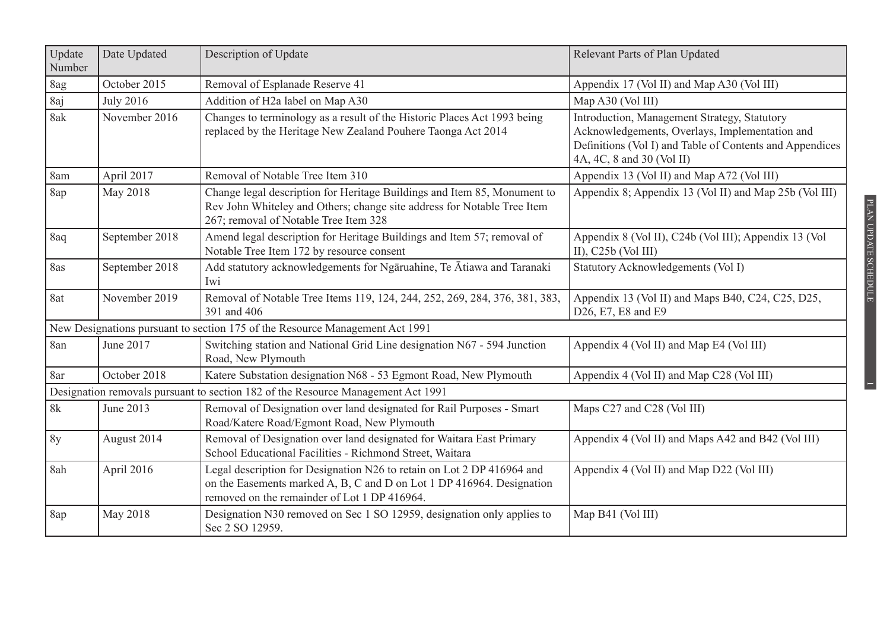| Update Number | Date Updated | Description of Update | Relevant Parts of Plan Updated |
|---|---|---|---|
| 8ag | October 2015 | Removal of Esplanade Reserve 41 | Appendix 17 (Vol II) and Map A30 (Vol III) |
| 8aj | July 2016 | Addition of H2a label on Map A30 | Map A30 (Vol III) |
| 8ak | November 2016 | Changes to terminology as a result of the Historic Places Act 1993 being replaced by the Heritage New Zealand Pouhere Taonga Act 2014 | Introduction, Management Strategy, Statutory Acknowledgements, Overlays, Implementation and Definitions (Vol I) and Table of Contents and Appendices 4A, 4C, 8 and 30 (Vol II) |
| 8am | April 2017 | Removal of Notable Tree Item 310 | Appendix 13 (Vol II) and Map A72 (Vol III) |
| 8ap | May 2018 | Change legal description for Heritage Buildings and Item 85, Monument to Rev John Whiteley and Others; change site address for Notable Tree Item 267; removal of Notable Tree Item 328 | Appendix 8; Appendix 13 (Vol II) and Map 25b (Vol III) |
| 8aq | September 2018 | Amend legal description for Heritage Buildings and Item 57; removal of Notable Tree Item 172 by resource consent | Appendix 8 (Vol II), C24b (Vol III); Appendix 13 (Vol II), C25b (Vol III) |
| 8as | September 2018 | Add statutory acknowledgements for Ngāruahine, Te Ātiawa and Taranaki Iwi | Statutory Acknowledgements (Vol I) |
| 8at | November 2019 | Removal of Notable Tree Items 119, 124, 244, 252, 269, 284, 376, 381, 383, 391 and 406 | Appendix 13 (Vol II) and Maps B40, C24, C25, D25, D26, E7, E8 and E9 |
| New Designations pursuant to section 175 of the Resource Management Act 1991 | | | |
| 8an | June 2017 | Switching station and National Grid Line designation N67 - 594 Junction Road, New Plymouth | Appendix 4 (Vol II) and Map E4 (Vol III) |
| 8ar | October 2018 | Katere Substation designation N68 - 53 Egmont Road, New Plymouth | Appendix 4 (Vol II) and Map C28 (Vol III) |
| Designation removals pursuant to section 182 of the Resource Management Act 1991 | | | |
| 8k | June 2013 | Removal of Designation over land designated for Rail Purposes - Smart Road/Katere Road/Egmont Road, New Plymouth | Maps C27 and C28 (Vol III) |
| 8y | August 2014 | Removal of Designation over land designated for Waitara East Primary School Educational Facilities - Richmond Street, Waitara | Appendix 4 (Vol II) and Maps A42 and B42 (Vol III) |
| 8ah | April 2016 | Legal description for Designation N26 to retain on Lot 2 DP 416964 and on the Easements marked A, B, C and D on Lot 1 DP 416964. Designation removed on the remainder of Lot 1 DP 416964. | Appendix 4 (Vol II) and Map D22 (Vol III) |
| 8ap | May 2018 | Designation N30 removed on Sec 1 SO 12959, designation only applies to Sec 2 SO 12959. | Map B41 (Vol III) |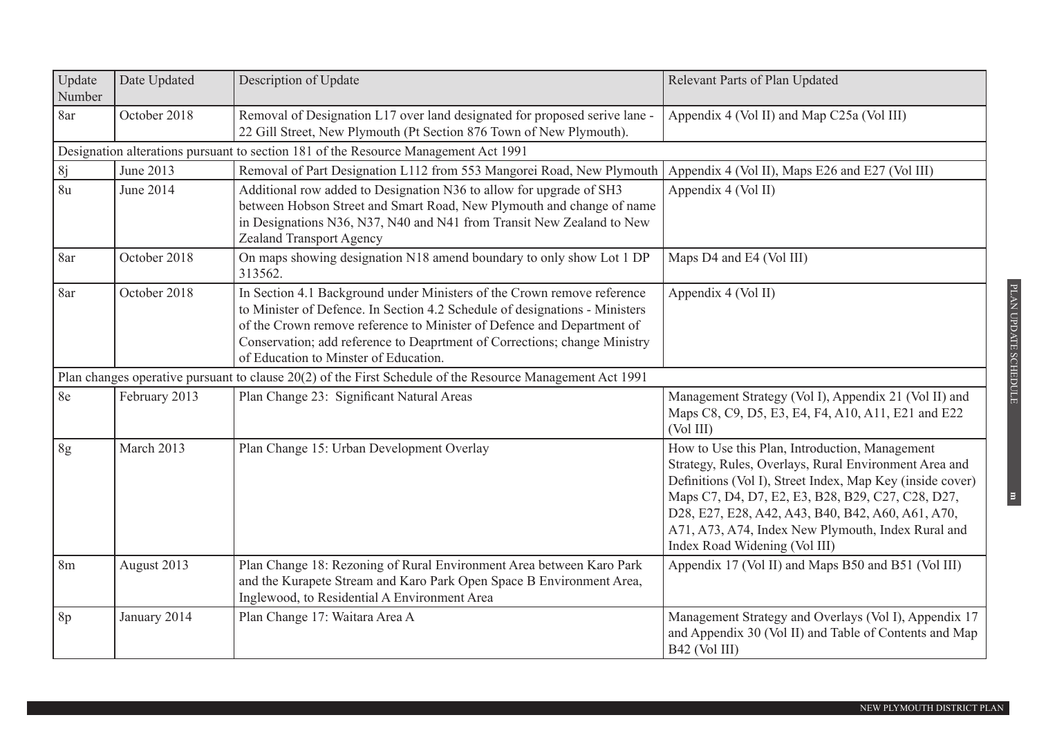| Update Number | Date Updated | Description of Update | Relevant Parts of Plan Updated |
|---|---|---|---|
| 8ar | October 2018 | Removal of Designation L17 over land designated for proposed serive lane - 22 Gill Street, New Plymouth (Pt Section 876 Town of New Plymouth). | Appendix 4 (Vol II) and Map C25a (Vol III) |
| Designation alterations pursuant to section 181 of the Resource Management Act 1991 | | | |
| 8j | June 2013 | Removal of Part Designation L112 from 553 Mangorei Road, New Plymouth | Appendix 4 (Vol II), Maps E26 and E27 (Vol III) |
| 8u | June 2014 | Additional row added to Designation N36 to allow for upgrade of SH3 between Hobson Street and Smart Road, New Plymouth and change of name in Designations N36, N37, N40 and N41 from Transit New Zealand to New Zealand Transport Agency | Appendix 4 (Vol II) |
| 8ar | October 2018 | On maps showing designation N18 amend boundary to only show Lot 1 DP 313562. | Maps D4 and E4 (Vol III) |
| 8ar | October 2018 | In Section 4.1 Background under Ministers of the Crown remove reference to Minister of Defence. In Section 4.2 Schedule of designations - Ministers of the Crown remove reference to Minister of Defence and Department of Conservation; add reference to Deaprtment of Corrections; change Ministry of Education to Minster of Education. | Appendix 4 (Vol II) |
| Plan changes operative pursuant to clause 20(2) of the First Schedule of the Resource Management Act 1991 | | | |
| 8e | February 2013 | Plan Change 23: Significant Natural Areas | Management Strategy (Vol I), Appendix 21 (Vol II) and Maps C8, C9, D5, E3, E4, F4, A10, A11, E21 and E22 (Vol III) |
| 8g | March 2013 | Plan Change 15: Urban Development Overlay | How to Use this Plan, Introduction, Management Strategy, Rules, Overlays, Rural Environment Area and Definitions (Vol I), Street Index, Map Key (inside cover) Maps C7, D4, D7, E2, E3, B28, B29, C27, C28, D27, D28, E27, E28, A42, A43, B40, B42, A60, A61, A70, A71, A73, A74, Index New Plymouth, Index Rural and Index Road Widening (Vol III) |
| 8m | August 2013 | Plan Change 18: Rezoning of Rural Environment Area between Karo Park and the Kurapete Stream and Karo Park Open Space B Environment Area, Inglewood, to Residential A Environment Area | Appendix 17 (Vol II) and Maps B50 and B51 (Vol III) |
| 8p | January 2014 | Plan Change 17: Waitara Area A | Management Strategy and Overlays (Vol I), Appendix 17 and Appendix 30 (Vol II) and Table of Contents and Map B42 (Vol III) |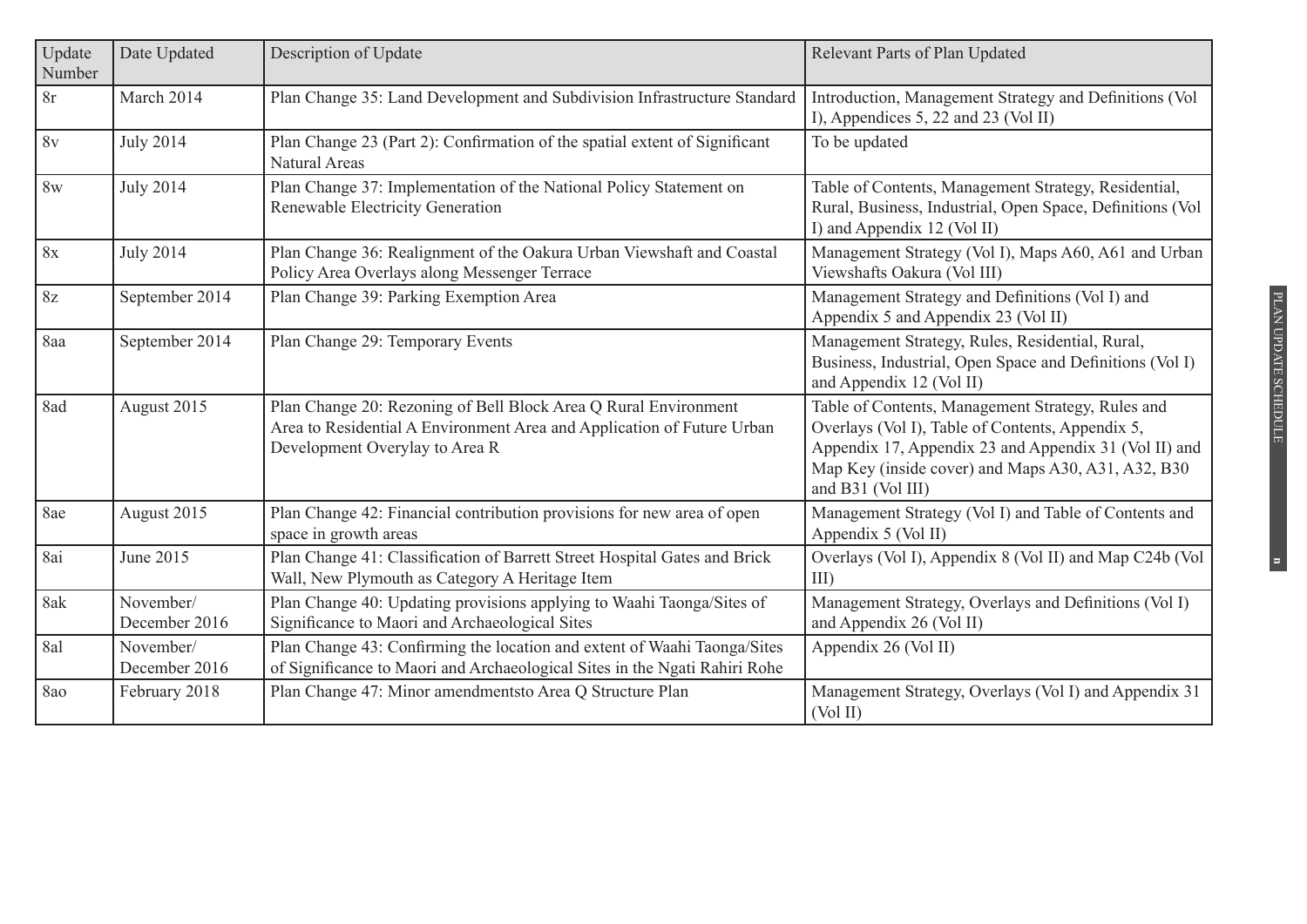| Update Number | Date Updated | Description of Update | Relevant Parts of Plan Updated |
|---|---|---|---|
| 8r | March 2014 | Plan Change 35: Land Development and Subdivision Infrastructure Standard | Introduction, Management Strategy and Definitions (Vol I), Appendices 5, 22 and 23 (Vol II) |
| 8v | July 2014 | Plan Change 23 (Part 2): Confirmation of the spatial extent of Significant Natural Areas | To be updated |
| 8w | July 2014 | Plan Change 37: Implementation of the National Policy Statement on Renewable Electricity Generation | Table of Contents, Management Strategy, Residential, Rural, Business, Industrial, Open Space, Definitions (Vol I) and Appendix 12 (Vol II) |
| 8x | July 2014 | Plan Change 36: Realignment of the Oakura Urban Viewshaft and Coastal Policy Area Overlays along Messenger Terrace | Management Strategy (Vol I), Maps A60, A61 and Urban Viewshafts Oakura (Vol III) |
| 8z | September 2014 | Plan Change 39: Parking Exemption Area | Management Strategy and Definitions (Vol I) and Appendix 5 and Appendix 23 (Vol II) |
| 8aa | September 2014 | Plan Change 29: Temporary Events | Management Strategy, Rules, Residential, Rural, Business, Industrial, Open Space and Definitions (Vol I) and Appendix 12 (Vol II) |
| 8ad | August 2015 | Plan Change 20: Rezoning of Bell Block Area Q Rural Environment Area to Residential A Environment Area and Application of Future Urban Development Overylay to Area R | Table of Contents, Management Strategy, Rules and Overlays (Vol I), Table of Contents, Appendix 5, Appendix 17, Appendix 23 and Appendix 31 (Vol II) and Map Key (inside cover) and Maps A30, A31, A32, B30 and B31 (Vol III) |
| 8ae | August 2015 | Plan Change 42: Financial contribution provisions for new area of open space in growth areas | Management Strategy (Vol I) and Table of Contents and Appendix 5 (Vol II) |
| 8ai | June 2015 | Plan Change 41: Classification of Barrett Street Hospital Gates and Brick Wall, New Plymouth as Category A Heritage Item | Overlays (Vol I), Appendix 8 (Vol II) and Map C24b (Vol III) |
| 8ak | November/ December 2016 | Plan Change 40: Updating provisions applying to Waahi Taonga/Sites of Significance to Maori and Archaeological Sites | Management Strategy, Overlays and Definitions (Vol I) and Appendix 26 (Vol II) |
| 8al | November/ December 2016 | Plan Change 43: Confirming the location and extent of Waahi Taonga/Sites of Significance to Maori and Archaeological Sites in the Ngati Rahiri Rohe | Appendix 26 (Vol II) |
| 8ao | February 2018 | Plan Change 47: Minor amendmentsto Area Q Structure Plan | Management Strategy, Overlays (Vol I) and Appendix 31 (Vol II) |